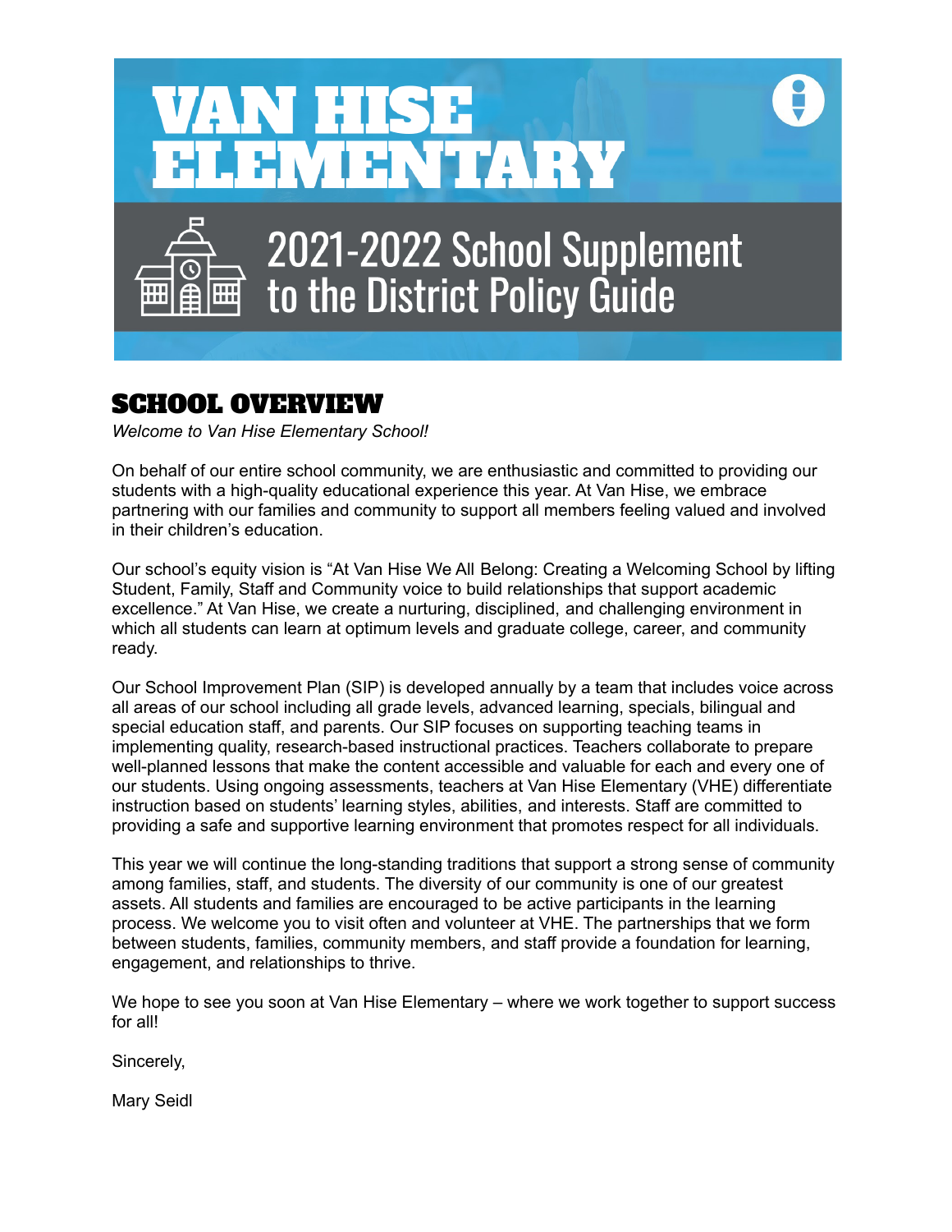# VAN HISE ELEMENTARY

## 2021-2022 School Supplement to the District Policy Guide

## SCHOOL OVERVIEW

*Welcome to Van Hise Elementary School!*

On behalf of our entire school community, we are enthusiastic and committed to providing our students with a high-quality educational experience this year. At Van Hise, we embrace partnering with our families and community to support all members feeling valued and involved in their children's education.

Our school's equity vision is "At Van Hise We All Belong: Creating a Welcoming School by lifting Student, Family, Staff and Community voice to build relationships that support academic excellence." At Van Hise, we create a nurturing, disciplined, and challenging environment in which all students can learn at optimum levels and graduate college, career, and community ready.

Our School Improvement Plan (SIP) is developed annually by a team that includes voice across all areas of our school including all grade levels, advanced learning, specials, bilingual and special education staff, and parents. Our SIP focuses on supporting teaching teams in implementing quality, research-based instructional practices. Teachers collaborate to prepare well-planned lessons that make the content accessible and valuable for each and every one of our students. Using ongoing assessments, teachers at Van Hise Elementary (VHE) differentiate instruction based on students' learning styles, abilities, and interests. Staff are committed to providing a safe and supportive learning environment that promotes respect for all individuals.

This year we will continue the long-standing traditions that support a strong sense of community among families, staff, and students. The diversity of our community is one of our greatest assets. All students and families are encouraged to be active participants in the learning process. We welcome you to visit often and volunteer at VHE. The partnerships that we form between students, families, community members, and staff provide a foundation for learning, engagement, and relationships to thrive.

We hope to see you soon at Van Hise Elementary – where we work together to support success for all!

Sincerely,

Mary Seidl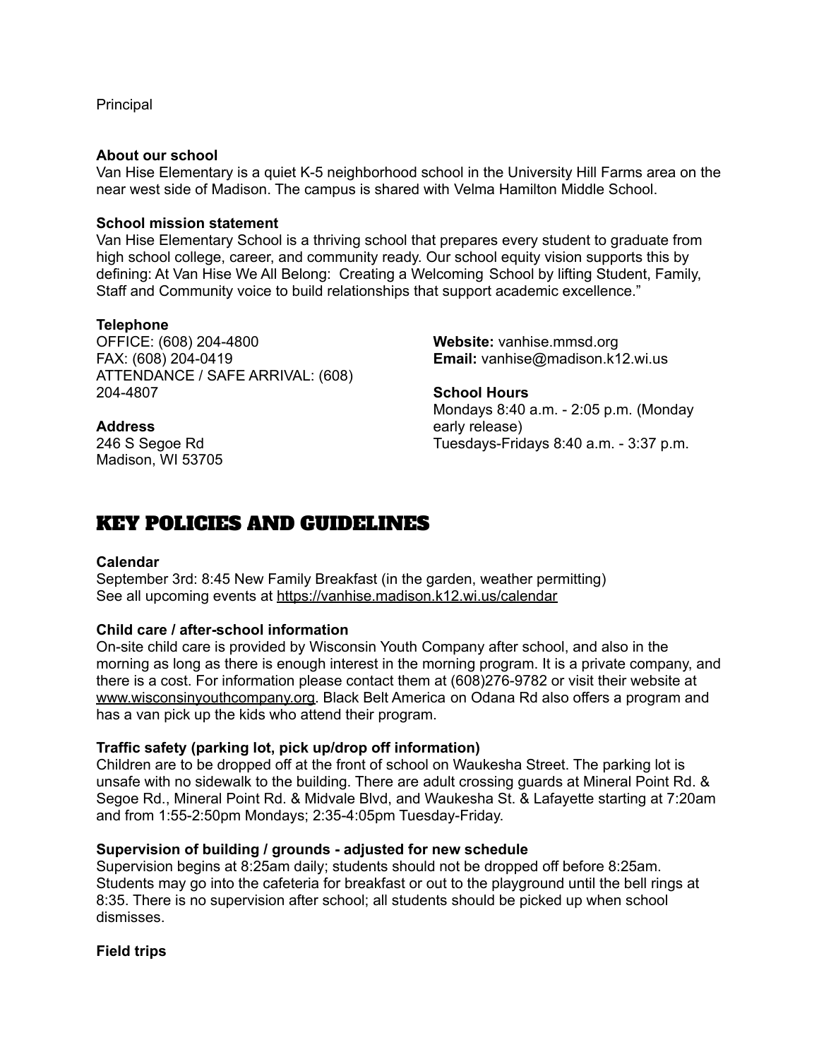Principal

**About our school**
Van Hise Elementary is a quiet K-5 neighborhood school in the University Hill Farms area on the near west side of Madison. The campus is shared with Velma Hamilton Middle School.

**School mission statement**
Van Hise Elementary School is a thriving school that prepares every student to graduate from high school college, career, and community ready. Our school equity vision supports this by defining: At Van Hise We All Belong: Creating a Welcoming School by lifting Student, Family, Staff and Community voice to build relationships that support academic excellence."

**Telephone**
OFFICE: (608) 204-4800
FAX: (608) 204-0419
ATTENDANCE / SAFE ARRIVAL: (608) 204-4807

**Address**
246 S Segoe Rd
Madison, WI 53705

**Website:** vanhise.mmsd.org
**Email:** vanhise@madison.k12.wi.us

**School Hours**
Mondays 8:40 a.m. - 2:05 p.m. (Monday early release)
Tuesdays-Fridays 8:40 a.m. - 3:37 p.m.

# KEY POLICIES AND GUIDELINES

**Calendar**
September 3rd: 8:45 New Family Breakfast (in the garden, weather permitting)
See all upcoming events at https://vanhise.madison.k12.wi.us/calendar

**Child care / after-school information**
On-site child care is provided by Wisconsin Youth Company after school, and also in the morning as long as there is enough interest in the morning program. It is a private company, and there is a cost. For information please contact them at (608)276-9782 or visit their website at www.wisconsinyouthcompany.org. Black Belt America on Odana Rd also offers a program and has a van pick up the kids who attend their program.

**Traffic safety (parking lot, pick up/drop off information)**
Children are to be dropped off at the front of school on Waukesha Street. The parking lot is unsafe with no sidewalk to the building. There are adult crossing guards at Mineral Point Rd. & Segoe Rd., Mineral Point Rd. & Midvale Blvd, and Waukesha St. & Lafayette starting at 7:20am and from 1:55-2:50pm Mondays; 2:35-4:05pm Tuesday-Friday.

**Supervision of building / grounds - adjusted for new schedule**
Supervision begins at 8:25am daily; students should not be dropped off before 8:25am. Students may go into the cafeteria for breakfast or out to the playground until the bell rings at 8:35. There is no supervision after school; all students should be picked up when school dismisses.

**Field trips**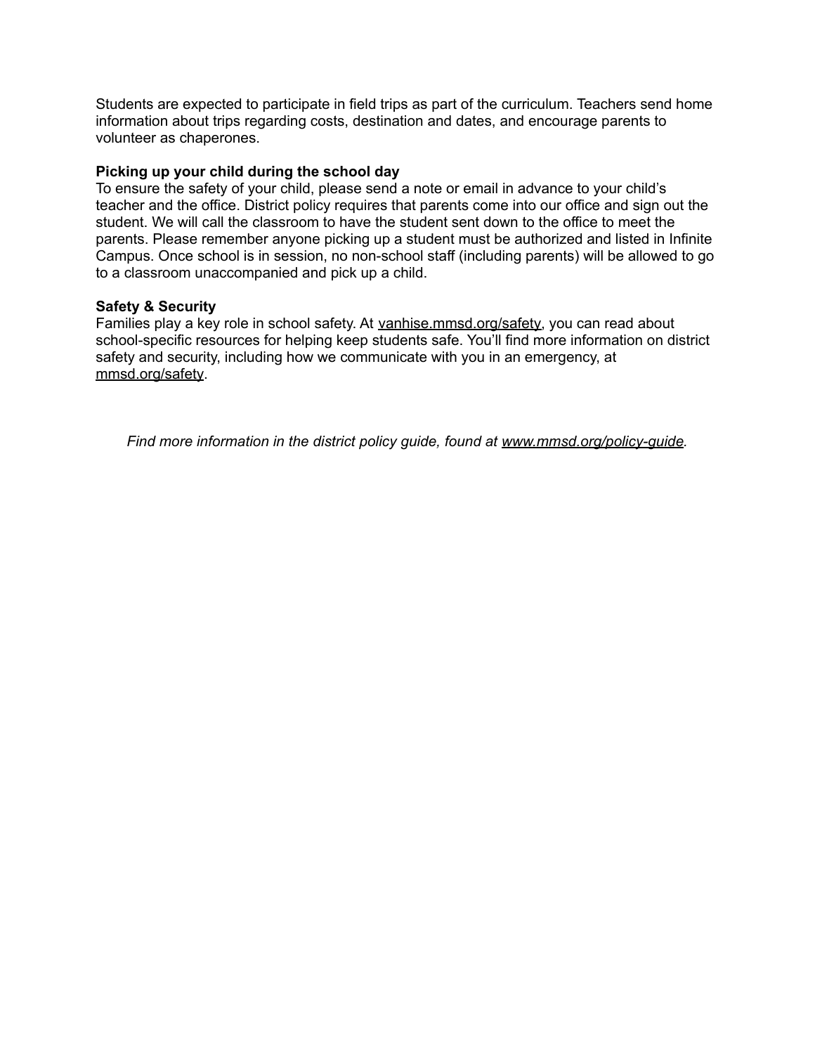Students are expected to participate in field trips as part of the curriculum. Teachers send home information about trips regarding costs, destination and dates, and encourage parents to volunteer as chaperones.

**Picking up your child during the school day**

To ensure the safety of your child, please send a note or email in advance to your child's teacher and the office. District policy requires that parents come into our office and sign out the student. We will call the classroom to have the student sent down to the office to meet the parents. Please remember anyone picking up a student must be authorized and listed in Infinite Campus. Once school is in session, no non-school staff (including parents) will be allowed to go to a classroom unaccompanied and pick up a child.

**Safety & Security**

Families play a key role in school safety. At vanhise.mmsd.org/safety, you can read about school-specific resources for helping keep students safe. You'll find more information on district safety and security, including how we communicate with you in an emergency, at mmsd.org/safety.

*Find more information in the district policy guide, found at www.mmsd.org/policy-guide.*